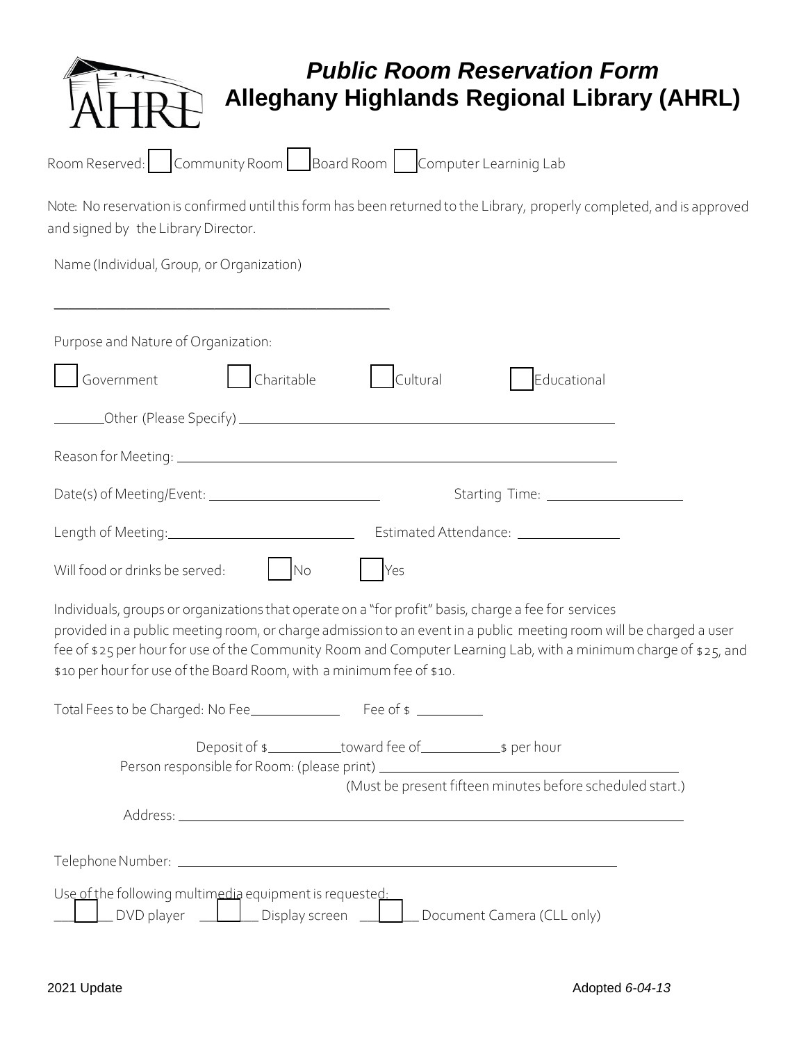# *Public Room Reservation Form*
# Alleghany Highlands Regional Library (AHRL)

Room Reserved: ☐ Community Room ☐ Board Room ☐ Computer Learninig Lab

Note: No reservation is confirmed until this form has been returned to the Library, properly completed, and is approved and signed by the Library Director.

Name (Individual, Group, or Organization)

_______________________________________

Purpose and Nature of Organization:

☐ Government ☐ Charitable ☐ Cultural ☐ Educational

_______Other (Please Specify) _______________________________________________

Reason for Meeting: _______________________________________________________

Date(s) of Meeting/Event: _____________________ Starting Time: _________________

Length of Meeting:_______________________ Estimated Attendance: _____________

Will food or drinks be served: ☐ No ☐ Yes

Individuals, groups or organizations that operate on a "for profit" basis, charge a fee for services provided in a public meeting room, or charge admission to an event in a public meeting room will be charged a user fee of $25 per hour for use of the Community Room and Computer Learning Lab, with a minimum charge of $25, and $10 per hour for use of the Board Room, with a minimum fee of $10.

Total Fees to be Charged: No Fee____________ Fee of $ _________

Deposit of $__________toward fee of___________$ per hour

Person responsible for Room: (please print) ______________________________________

(Must be present fifteen minutes before scheduled start.)

Address: _________________________________________________________________

Telephone Number: _______________________________________________________

Use of the following multimedia equipment is requested:

___☐___ DVD player ___☐___ Display screen ___☐___ Document Camera (CLL only)

2021 Update Adopted *6-04-13*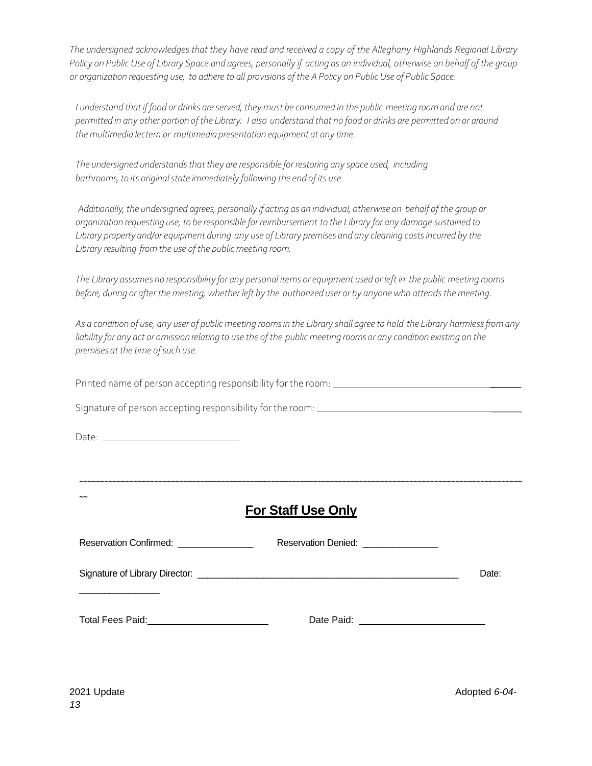*The undersigned acknowledges that they have read and received a copy of the Alleghany Highlands Regional Library Policy on Public Use of Library Space and agrees, personally if acting as an individual, otherwise on behalf of the group or organization requesting use, to adhere to all provisions of the A Policy on Public Use of Public Space.*

*I understand that if food or drinks are served, they must be consumed in the public meeting room and are not permitted in any other portion of the Library. I also understand that no food or drinks are permitted on or around the multimedia lectern or multimedia presentation equipment at any time.*

*The undersigned understands that they are responsible for restoring any space used, including bathrooms, to its original state immediately following the end of its use.*

*Additionally, the undersigned agrees, personally if acting as an individual, otherwise on behalf of the group or organization requesting use, to be responsible for reimbursement to the Library for any damage sustained to Library property and/or equipment during any use of Library premises and any cleaning costs incurred by the Library resulting from the use of the public meeting room.*

*The Library assumes no responsibility for any personal items or equipment used or left in the public meeting rooms before, during or after the meeting, whether left by the authorized user or by anyone who attends the meeting.*

*As a condition of use, any user of public meeting rooms in the Library shall agree to hold the Library harmless from any liability for any act or omission relating to use the of the public meeting rooms or any condition existing on the premises at the time of such use.*

Printed name of person accepting responsibility for the room: ______________________________

Signature of person accepting responsibility for the room: ______________________________

Date: ______________________

~~~~~~~~~~~~~~~~~~~~~~~~~~~~~~~~~~~~~~~~~~~~~~~~~~~~~~~~~~~~~~~~~~~~~~~~~~~~~~~~~~~~~~~~~~~~~~~~~~~

## For Staff Use Only

Reservation Confirmed: _______________ Reservation Denied: _______________

Signature of Library Director: _____________________________________________ Date: _______________

Total Fees Paid: ______________________ Date Paid: ______________________

2021 Update Adopted *6-04-13*